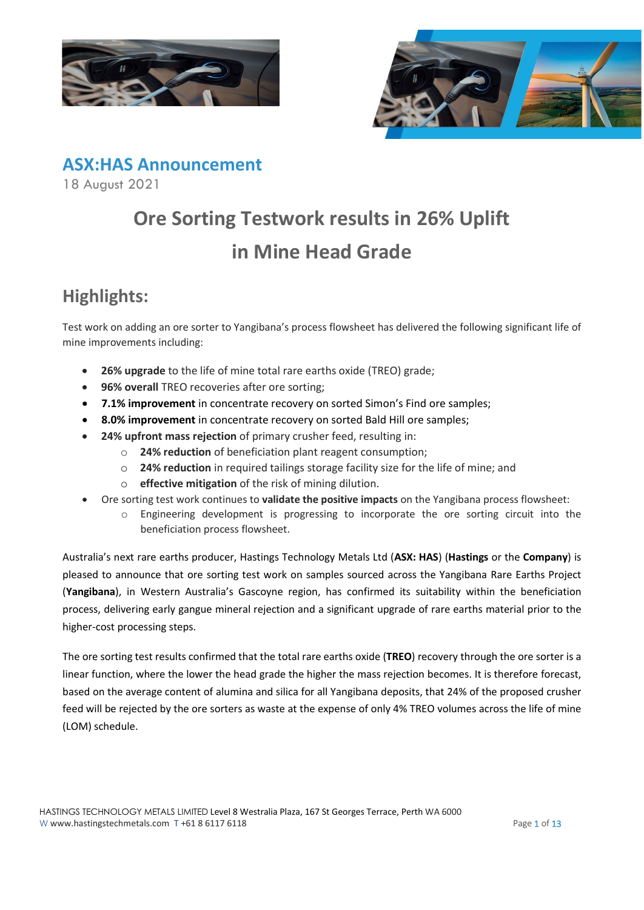## ASX:HAS Announcement

18 August 2021

# Ore Sorting Testwork results in 26% Uplift in Mine Head Grade

## Highlights:

Test work on adding an ore sorter to Yangibana's process flowsheet has delivered the following significant life of mine improvements including:

- **26% upgrade** to the life of mine total rare earths oxide (TREO) grade;
- **96% overall** TREO recoveries after ore sorting;
- **7.1% improvement** in concentrate recovery on sorted Simon's Find ore samples;
- **8.0% improvement** in concentrate recovery on sorted Bald Hill ore samples;
- **24% upfront mass rejection** of primary crusher feed, resulting in:
  - **24% reduction** of beneficiation plant reagent consumption;
  - **24% reduction** in required tailings storage facility size for the life of mine; and
  - **effective mitigation** of the risk of mining dilution.
- Ore sorting test work continues to **validate the positive impacts** on the Yangibana process flowsheet:
  - Engineering development is progressing to incorporate the ore sorting circuit into the beneficiation process flowsheet.

Australia's next rare earths producer, Hastings Technology Metals Ltd (**ASX: HAS**) (**Hastings** or the **Company**) is pleased to announce that ore sorting test work on samples sourced across the Yangibana Rare Earths Project (**Yangibana**), in Western Australia's Gascoyne region, has confirmed its suitability within the beneficiation process, delivering early gangue mineral rejection and a significant upgrade of rare earths material prior to the higher-cost processing steps.

The ore sorting test results confirmed that the total rare earths oxide (**TREO**) recovery through the ore sorter is a linear function, where the lower the head grade the higher the mass rejection becomes. It is therefore forecast, based on the average content of alumina and silica for all Yangibana deposits, that 24% of the proposed crusher feed will be rejected by the ore sorters as waste at the expense of only 4% TREO volumes across the life of mine (LOM) schedule.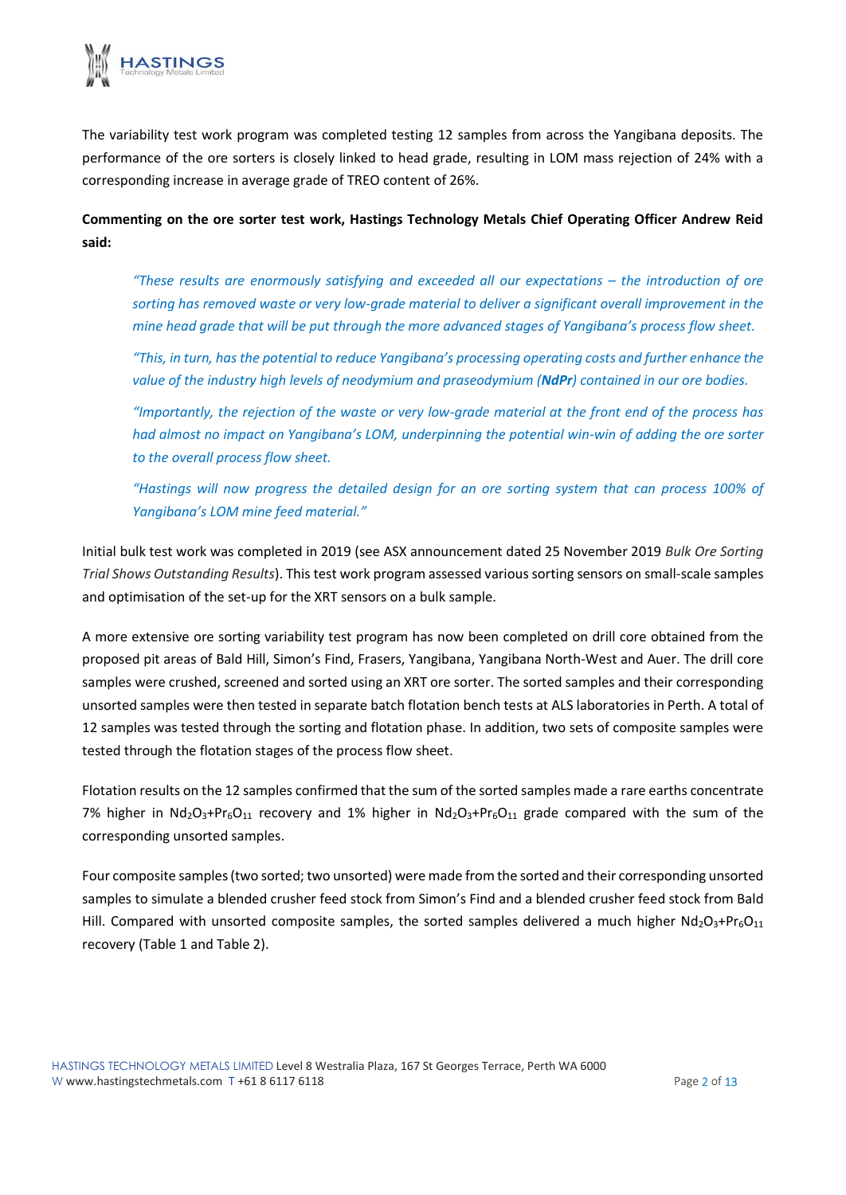The variability test work program was completed testing 12 samples from across the Yangibana deposits. The performance of the ore sorters is closely linked to head grade, resulting in LOM mass rejection of 24% with a corresponding increase in average grade of TREO content of 26%.

**Commenting on the ore sorter test work, Hastings Technology Metals Chief Operating Officer Andrew Reid said:**

> *"These results are enormously satisfying and exceeded all our expectations – the introduction of ore sorting has removed waste or very low-grade material to deliver a significant overall improvement in the mine head grade that will be put through the more advanced stages of Yangibana's process flow sheet.*
>
> *"This, in turn, has the potential to reduce Yangibana's processing operating costs and further enhance the value of the industry high levels of neodymium and praseodymium (**NdPr**) contained in our ore bodies.*
>
> *"Importantly, the rejection of the waste or very low-grade material at the front end of the process has had almost no impact on Yangibana's LOM, underpinning the potential win-win of adding the ore sorter to the overall process flow sheet.*
>
> *"Hastings will now progress the detailed design for an ore sorting system that can process 100% of Yangibana's LOM mine feed material."*

Initial bulk test work was completed in 2019 (see ASX announcement dated 25 November 2019 *Bulk Ore Sorting Trial Shows Outstanding Results*). This test work program assessed various sorting sensors on small-scale samples and optimisation of the set-up for the XRT sensors on a bulk sample.

A more extensive ore sorting variability test program has now been completed on drill core obtained from the proposed pit areas of Bald Hill, Simon's Find, Frasers, Yangibana, Yangibana North-West and Auer. The drill core samples were crushed, screened and sorted using an XRT ore sorter. The sorted samples and their corresponding unsorted samples were then tested in separate batch flotation bench tests at ALS laboratories in Perth. A total of 12 samples was tested through the sorting and flotation phase. In addition, two sets of composite samples were tested through the flotation stages of the process flow sheet.

Flotation results on the 12 samples confirmed that the sum of the sorted samples made a rare earths concentrate 7% higher in $Nd_2O_3$+$Pr_6O_{11}$ recovery and 1% higher in $Nd_2O_3$+$Pr_6O_{11}$ grade compared with the sum of the corresponding unsorted samples.

Four composite samples (two sorted; two unsorted) were made from the sorted and their corresponding unsorted samples to simulate a blended crusher feed stock from Simon's Find and a blended crusher feed stock from Bald Hill. Compared with unsorted composite samples, the sorted samples delivered a much higher $Nd_2O_3$+$Pr_6O_{11}$ recovery (Table 1 and Table 2).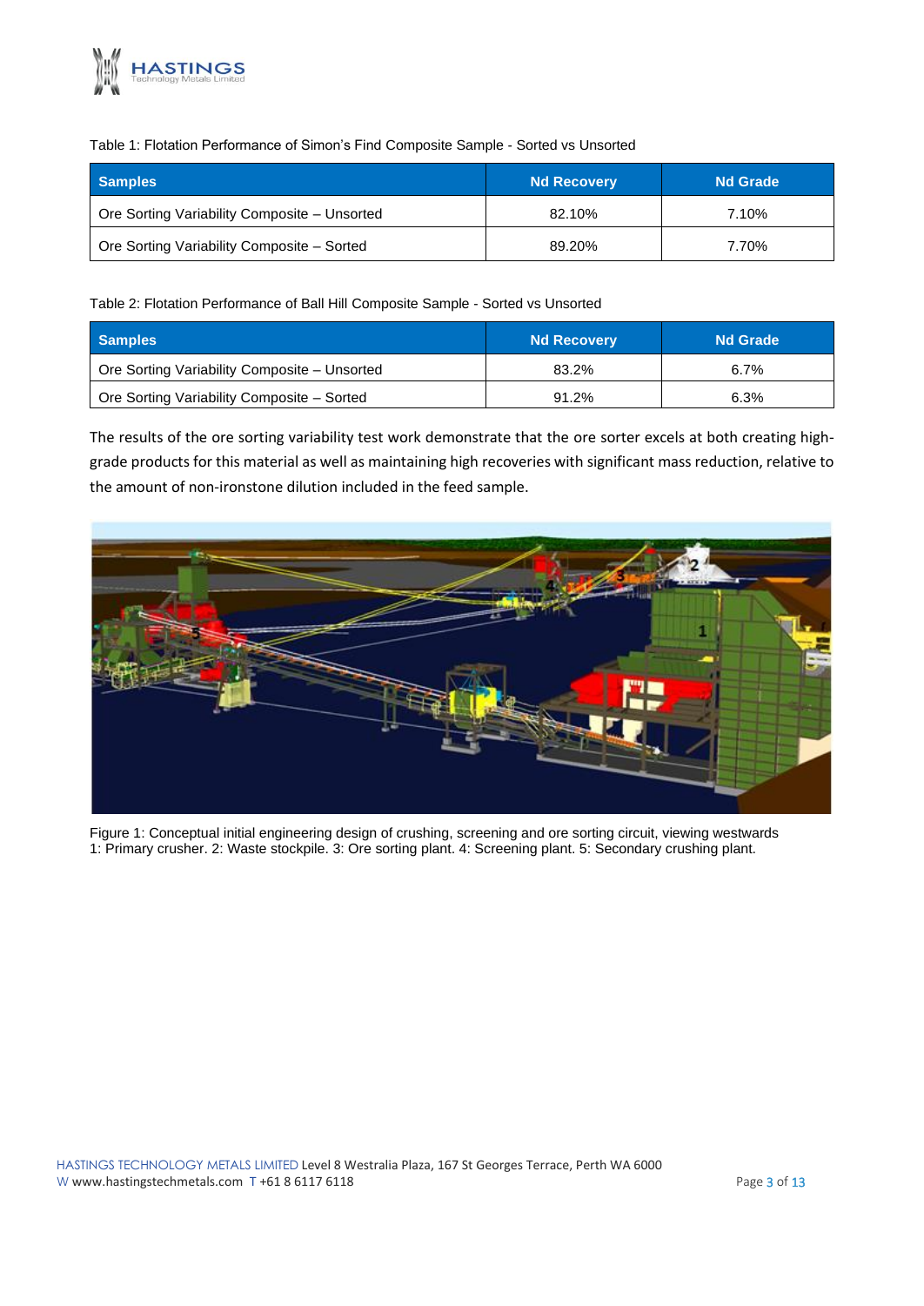Table 1: Flotation Performance of Simon's Find Composite Sample - Sorted vs Unsorted

| Samples | Nd Recovery | Nd Grade |
| --- | --- | --- |
| Ore Sorting Variability Composite – Unsorted | 82.10% | 7.10% |
| Ore Sorting Variability Composite – Sorted | 89.20% | 7.70% |

Table 2: Flotation Performance of Ball Hill Composite Sample - Sorted vs Unsorted

| Samples | Nd Recovery | Nd Grade |
| --- | --- | --- |
| Ore Sorting Variability Composite – Unsorted | 83.2% | 6.7% |
| Ore Sorting Variability Composite – Sorted | 91.2% | 6.3% |

The results of the ore sorting variability test work demonstrate that the ore sorter excels at both creating high-grade products for this material as well as maintaining high recoveries with significant mass reduction, relative to the amount of non-ironstone dilution included in the feed sample.

Figure 1: Conceptual initial engineering design of crushing, screening and ore sorting circuit, viewing westwards
1: Primary crusher. 2: Waste stockpile. 3: Ore sorting plant. 4: Screening plant. 5: Secondary crushing plant.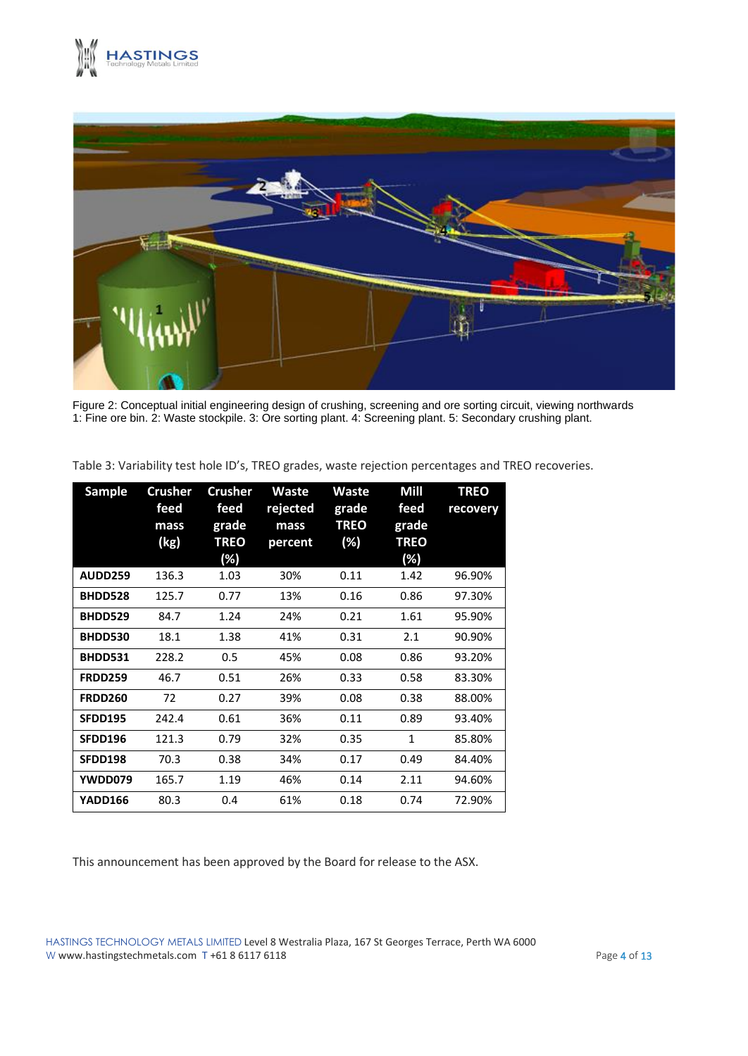Figure 2: Conceptual initial engineering design of crushing, screening and ore sorting circuit, viewing northwards
1: Fine ore bin. 2: Waste stockpile. 3: Ore sorting plant. 4: Screening plant. 5: Secondary crushing plant.

Table 3: Variability test hole ID's, TREO grades, waste rejection percentages and TREO recoveries.

| Sample | Crusher feed mass (kg) | Crusher feed grade TREO (%) | Waste rejected mass percent | Waste grade TREO (%) | Mill feed grade TREO (%) | TREO recovery |
|---|---|---|---|---|---|---|
| **AUDD259** | 136.3 | 1.03 | 30% | 0.11 | 1.42 | 96.90% |
| **BHDD528** | 125.7 | 0.77 | 13% | 0.16 | 0.86 | 97.30% |
| **BHDD529** | 84.7 | 1.24 | 24% | 0.21 | 1.61 | 95.90% |
| **BHDD530** | 18.1 | 1.38 | 41% | 0.31 | 2.1 | 90.90% |
| **BHDD531** | 228.2 | 0.5 | 45% | 0.08 | 0.86 | 93.20% |
| **FRDD259** | 46.7 | 0.51 | 26% | 0.33 | 0.58 | 83.30% |
| **FRDD260** | 72 | 0.27 | 39% | 0.08 | 0.38 | 88.00% |
| **SFDD195** | 242.4 | 0.61 | 36% | 0.11 | 0.89 | 93.40% |
| **SFDD196** | 121.3 | 0.79 | 32% | 0.35 | 1 | 85.80% |
| **SFDD198** | 70.3 | 0.38 | 34% | 0.17 | 0.49 | 84.40% |
| **YWDD079** | 165.7 | 1.19 | 46% | 0.14 | 2.11 | 94.60% |
| **YADD166** | 80.3 | 0.4 | 61% | 0.18 | 0.74 | 72.90% |

This announcement has been approved by the Board for release to the ASX.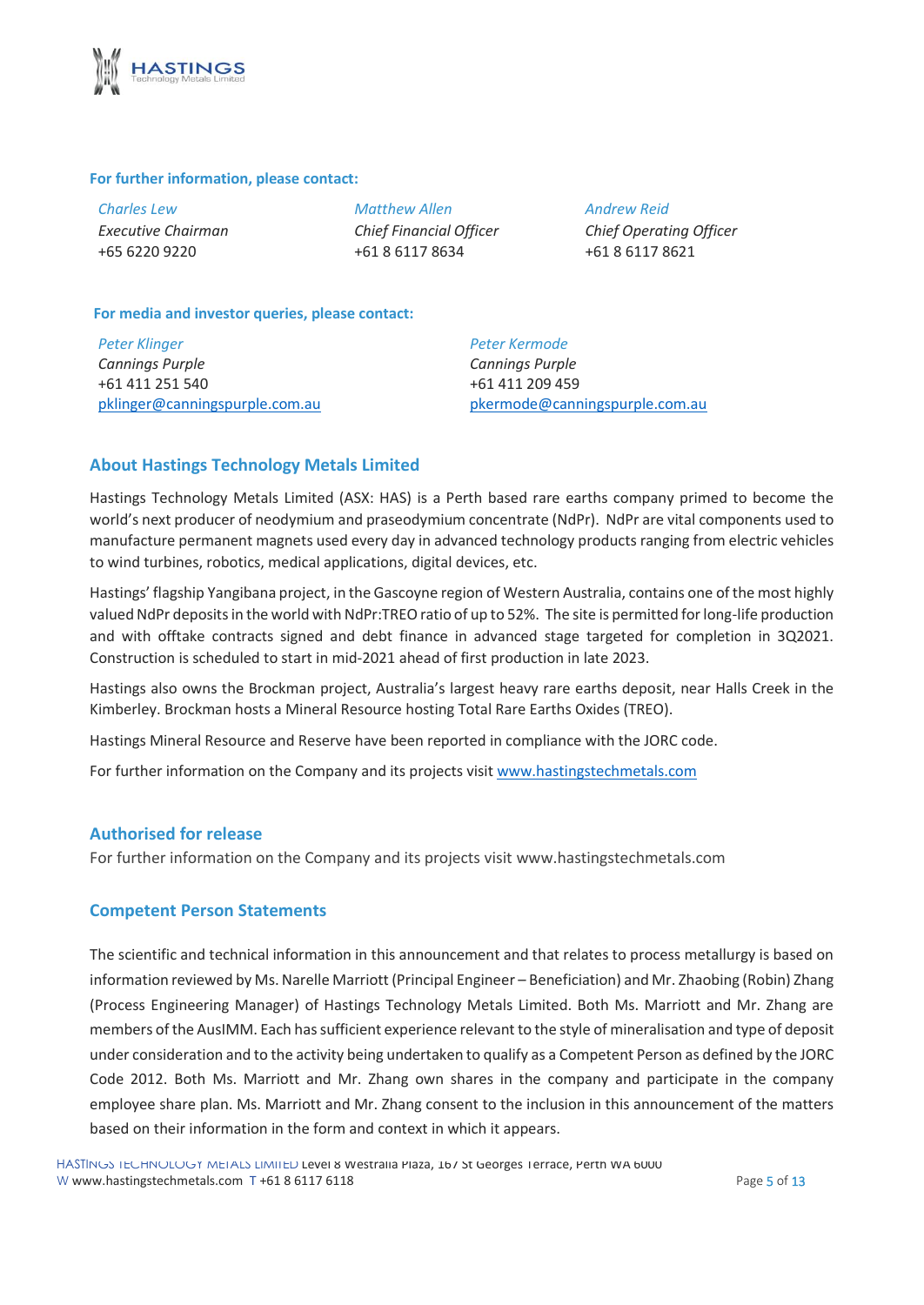**For further information, please contact:**

*Charles Lew*
*Executive Chairman*
+65 6220 9220

*Matthew Allen*
*Chief Financial Officer*
+61 8 6117 8634

*Andrew Reid*
*Chief Operating Officer*
+61 8 6117 8621

**For media and investor queries, please contact:**

*Peter Klinger*
*Cannings Purple*
+61 411 251 540
pklinger@canningspurple.com.au

*Peter Kermode*
*Cannings Purple*
+61 411 209 459
pkermode@canningspurple.com.au

## About Hastings Technology Metals Limited

Hastings Technology Metals Limited (ASX: HAS) is a Perth based rare earths company primed to become the world's next producer of neodymium and praseodymium concentrate (NdPr). NdPr are vital components used to manufacture permanent magnets used every day in advanced technology products ranging from electric vehicles to wind turbines, robotics, medical applications, digital devices, etc.

Hastings' flagship Yangibana project, in the Gascoyne region of Western Australia, contains one of the most highly valued NdPr deposits in the world with NdPr:TREO ratio of up to 52%. The site is permitted for long-life production and with offtake contracts signed and debt finance in advanced stage targeted for completion in 3Q2021. Construction is scheduled to start in mid-2021 ahead of first production in late 2023.

Hastings also owns the Brockman project, Australia's largest heavy rare earths deposit, near Halls Creek in the Kimberley. Brockman hosts a Mineral Resource hosting Total Rare Earths Oxides (TREO).

Hastings Mineral Resource and Reserve have been reported in compliance with the JORC code.

For further information on the Company and its projects visit www.hastingstechmetals.com

## Authorised for release

For further information on the Company and its projects visit www.hastingstechmetals.com

## Competent Person Statements

The scientific and technical information in this announcement and that relates to process metallurgy is based on information reviewed by Ms. Narelle Marriott (Principal Engineer – Beneficiation) and Mr. Zhaobing (Robin) Zhang (Process Engineering Manager) of Hastings Technology Metals Limited. Both Ms. Marriott and Mr. Zhang are members of the AusIMM. Each has sufficient experience relevant to the style of mineralisation and type of deposit under consideration and to the activity being undertaken to qualify as a Competent Person as defined by the JORC Code 2012. Both Ms. Marriott and Mr. Zhang own shares in the company and participate in the company employee share plan. Ms. Marriott and Mr. Zhang consent to the inclusion in this announcement of the matters based on their information in the form and context in which it appears.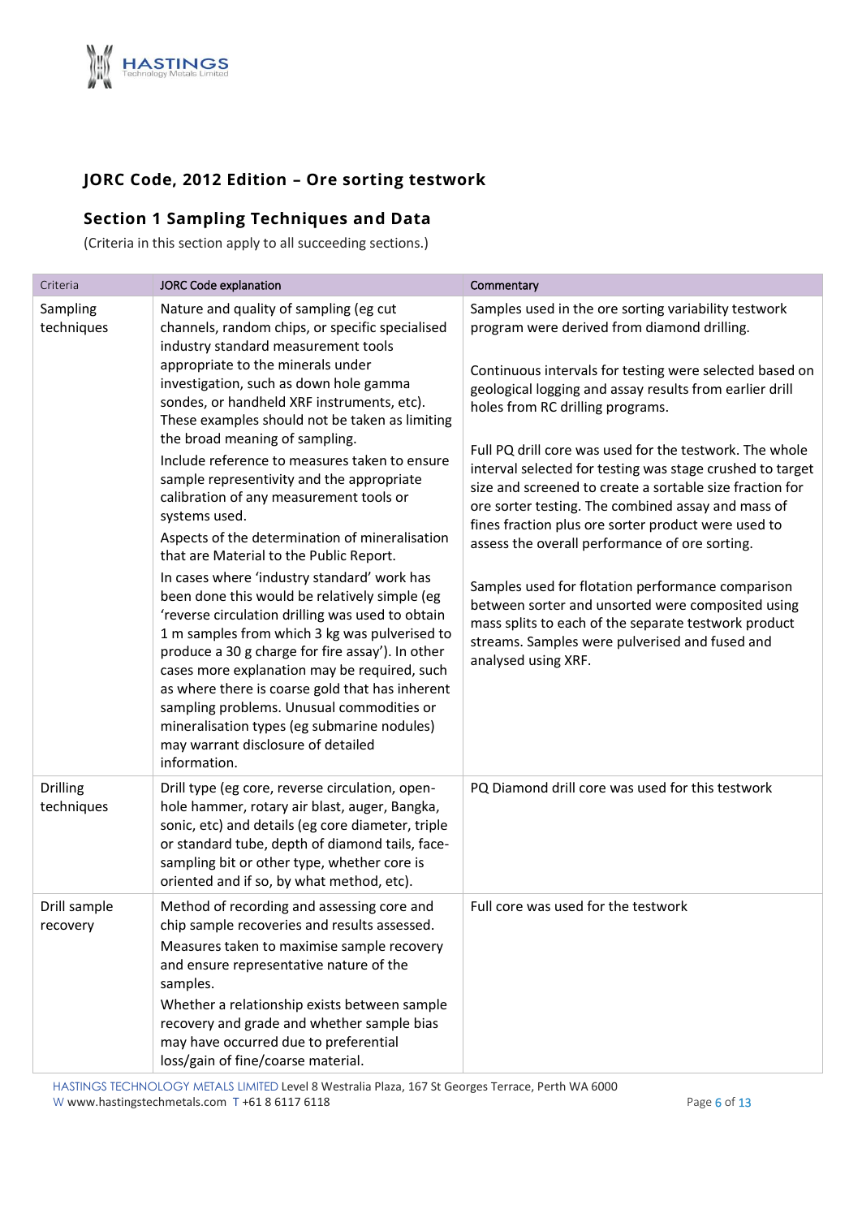## JORC Code, 2012 Edition – Ore sorting testwork

### Section 1 Sampling Techniques and Data

(Criteria in this section apply to all succeeding sections.)

| Criteria | JORC Code explanation | Commentary |
|---|---|---|
| Sampling techniques | Nature and quality of sampling (eg cut channels, random chips, or specific specialised industry standard measurement tools appropriate to the minerals under investigation, such as down hole gamma sondes, or handheld XRF instruments, etc). These examples should not be taken as limiting the broad meaning of sampling.<br>Include reference to measures taken to ensure sample representivity and the appropriate calibration of any measurement tools or systems used.<br>Aspects of the determination of mineralisation that are Material to the Public Report.<br>In cases where 'industry standard' work has been done this would be relatively simple (eg 'reverse circulation drilling was used to obtain 1 m samples from which 3 kg was pulverised to produce a 30 g charge for fire assay'). In other cases more explanation may be required, such as where there is coarse gold that has inherent sampling problems. Unusual commodities or mineralisation types (eg submarine nodules) may warrant disclosure of detailed information. | Samples used in the ore sorting variability testwork program were derived from diamond drilling.<br><br>Continuous intervals for testing were selected based on geological logging and assay results from earlier drill holes from RC drilling programs.<br><br>Full PQ drill core was used for the testwork. The whole interval selected for testing was stage crushed to target size and screened to create a sortable size fraction for ore sorter testing. The combined assay and mass of fines fraction plus ore sorter product were used to assess the overall performance of ore sorting.<br><br>Samples used for flotation performance comparison between sorter and unsorted were composited using mass splits to each of the separate testwork product streams. Samples were pulverised and fused and analysed using XRF. |
| Drilling techniques | Drill type (eg core, reverse circulation, open-hole hammer, rotary air blast, auger, Bangka, sonic, etc) and details (eg core diameter, triple or standard tube, depth of diamond tails, face-sampling bit or other type, whether core is oriented and if so, by what method, etc). | PQ Diamond drill core was used for this testwork |
| Drill sample recovery | Method of recording and assessing core and chip sample recoveries and results assessed.<br>Measures taken to maximise sample recovery and ensure representative nature of the samples.<br>Whether a relationship exists between sample recovery and grade and whether sample bias may have occurred due to preferential loss/gain of fine/coarse material. | Full core was used for the testwork |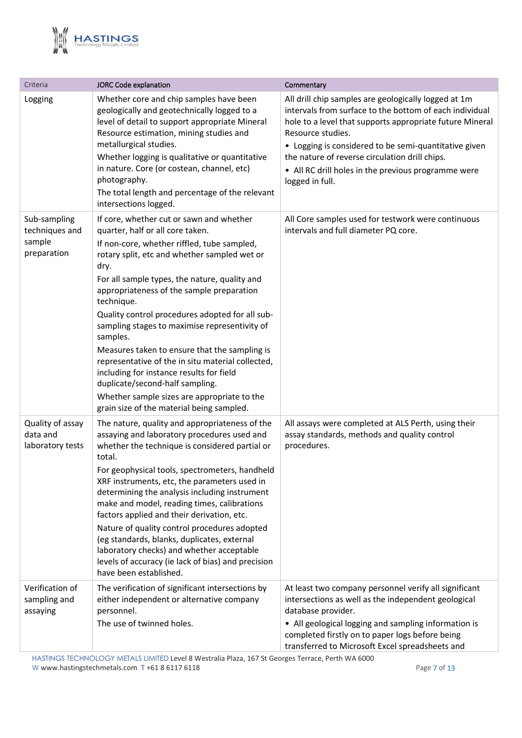| Criteria | JORC Code explanation | Commentary |
|---|---|---|
| Logging | Whether core and chip samples have been geologically and geotechnically logged to a level of detail to support appropriate Mineral Resource estimation, mining studies and metallurgical studies.<br>Whether logging is qualitative or quantitative in nature. Core (or costean, channel, etc) photography.<br>The total length and percentage of the relevant intersections logged. | All drill chip samples are geologically logged at 1m intervals from surface to the bottom of each individual hole to a level that supports appropriate future Mineral Resource studies.<br>• Logging is considered to be semi-quantitative given the nature of reverse circulation drill chips.<br>• All RC drill holes in the previous programme were logged in full. |
| Sub-sampling techniques and sample preparation | If core, whether cut or sawn and whether quarter, half or all core taken.<br>If non-core, whether riffled, tube sampled, rotary split, etc and whether sampled wet or dry.<br>For all sample types, the nature, quality and appropriateness of the sample preparation technique.<br>Quality control procedures adopted for all sub-sampling stages to maximise representivity of samples.<br>Measures taken to ensure that the sampling is representative of the in situ material collected, including for instance results for field duplicate/second-half sampling.<br>Whether sample sizes are appropriate to the grain size of the material being sampled. | All Core samples used for testwork were continuous intervals and full diameter PQ core. |
| Quality of assay data and laboratory tests | The nature, quality and appropriateness of the assaying and laboratory procedures used and whether the technique is considered partial or total.<br>For geophysical tools, spectrometers, handheld XRF instruments, etc, the parameters used in determining the analysis including instrument make and model, reading times, calibrations factors applied and their derivation, etc.<br>Nature of quality control procedures adopted (eg standards, blanks, duplicates, external laboratory checks) and whether acceptable levels of accuracy (ie lack of bias) and precision have been established. | All assays were completed at ALS Perth, using their assay standards, methods and quality control procedures. |
| Verification of sampling and assaying | The verification of significant intersections by either independent or alternative company personnel.<br>The use of twinned holes. | At least two company personnel verify all significant intersections as well as the independent geological database provider.<br>• All geological logging and sampling information is completed firstly on to paper logs before being transferred to Microsoft Excel spreadsheets and |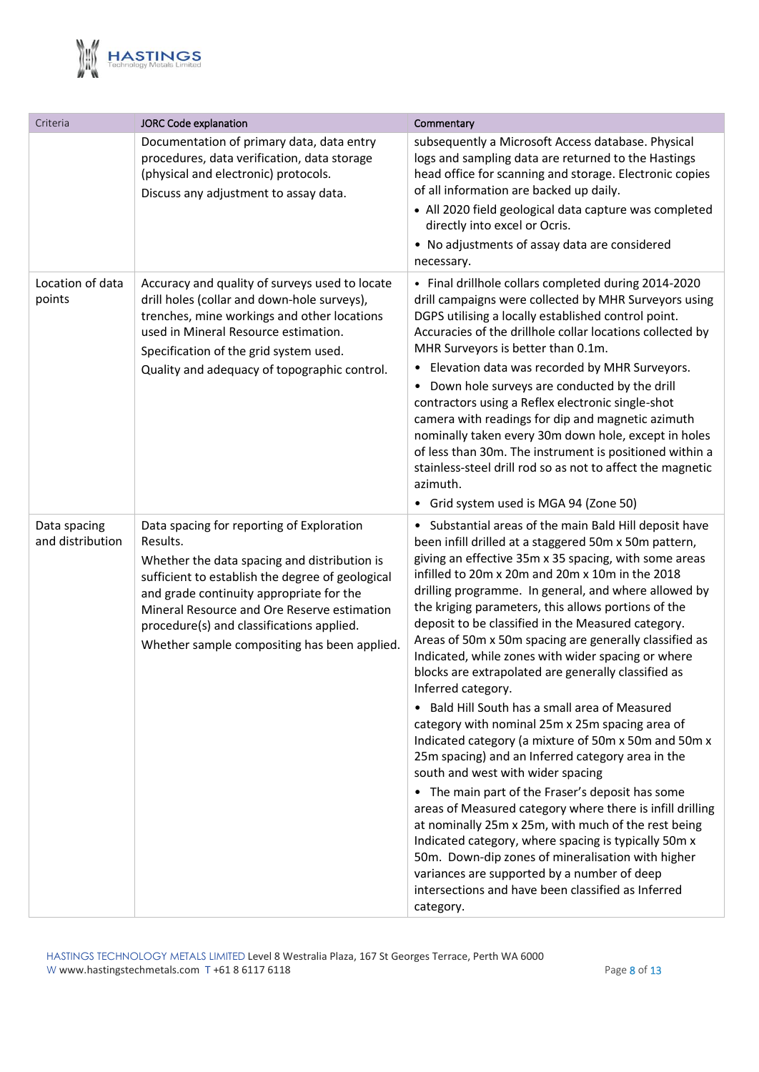| Criteria | JORC Code explanation | Commentary |
|---|---|---|
| | Documentation of primary data, data entry procedures, data verification, data storage (physical and electronic) protocols.<br>Discuss any adjustment to assay data. | subsequently a Microsoft Access database. Physical logs and sampling data are returned to the Hastings head office for scanning and storage. Electronic copies of all information are backed up daily.<br>• All 2020 field geological data capture was completed directly into excel or Ocris.<br>• No adjustments of assay data are considered necessary. |
| Location of data points | Accuracy and quality of surveys used to locate drill holes (collar and down-hole surveys), trenches, mine workings and other locations used in Mineral Resource estimation.<br>Specification of the grid system used.<br>Quality and adequacy of topographic control. | • Final drillhole collars completed during 2014-2020 drill campaigns were collected by MHR Surveyors using DGPS utilising a locally established control point. Accuracies of the drillhole collar locations collected by MHR Surveyors is better than 0.1m.<br>• Elevation data was recorded by MHR Surveyors.<br>• Down hole surveys are conducted by the drill contractors using a Reflex electronic single-shot camera with readings for dip and magnetic azimuth nominally taken every 30m down hole, except in holes of less than 30m. The instrument is positioned within a stainless-steel drill rod so as not to affect the magnetic azimuth.<br>• Grid system used is MGA 94 (Zone 50) |
| Data spacing and distribution | Data spacing for reporting of Exploration Results.<br>Whether the data spacing and distribution is sufficient to establish the degree of geological and grade continuity appropriate for the Mineral Resource and Ore Reserve estimation procedure(s) and classifications applied.<br>Whether sample compositing has been applied. | • Substantial areas of the main Bald Hill deposit have been infill drilled at a staggered 50m x 50m pattern, giving an effective 35m x 35 spacing, with some areas infilled to 20m x 20m and 20m x 10m in the 2018 drilling programme. In general, and where allowed by the kriging parameters, this allows portions of the deposit to be classified in the Measured category. Areas of 50m x 50m spacing are generally classified as Indicated, while zones with wider spacing or where blocks are extrapolated are generally classified as Inferred category.<br>• Bald Hill South has a small area of Measured category with nominal 25m x 25m spacing area of Indicated category (a mixture of 50m x 50m and 50m x 25m spacing) and an Inferred category area in the south and west with wider spacing<br>• The main part of the Fraser's deposit has some areas of Measured category where there is infill drilling at nominally 25m x 25m, with much of the rest being Indicated category, where spacing is typically 50m x 50m. Down-dip zones of mineralisation with higher variances are supported by a number of deep intersections and have been classified as Inferred category. |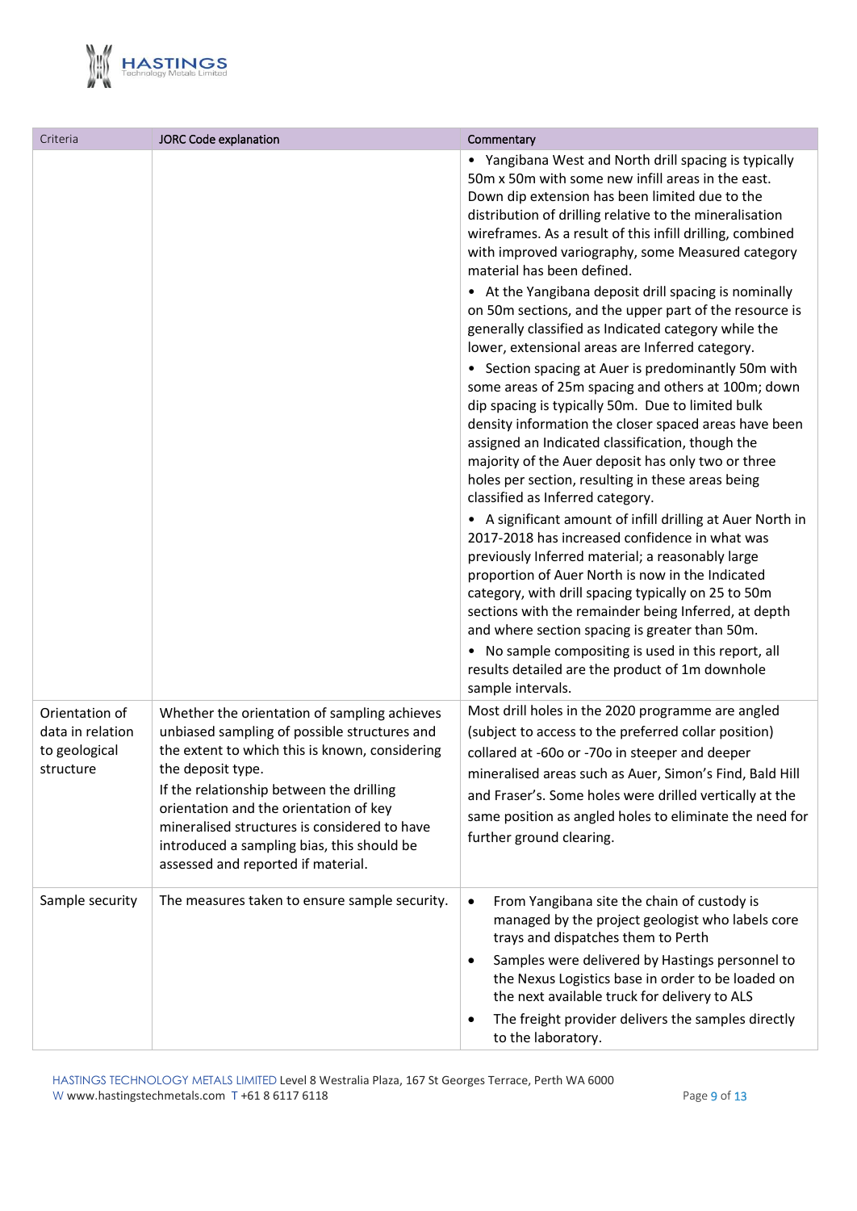| Criteria | JORC Code explanation | Commentary |
| --- | --- | --- |
| | | • Yangibana West and North drill spacing is typically 50m x 50m with some new infill areas in the east. Down dip extension has been limited due to the distribution of drilling relative to the mineralisation wireframes. As a result of this infill drilling, combined with improved variography, some Measured category material has been defined.<br>• At the Yangibana deposit drill spacing is nominally on 50m sections, and the upper part of the resource is generally classified as Indicated category while the lower, extensional areas are Inferred category.<br>• Section spacing at Auer is predominantly 50m with some areas of 25m spacing and others at 100m; down dip spacing is typically 50m. Due to limited bulk density information the closer spaced areas have been assigned an Indicated classification, though the majority of the Auer deposit has only two or three holes per section, resulting in these areas being classified as Inferred category.<br>• A significant amount of infill drilling at Auer North in 2017-2018 has increased confidence in what was previously Inferred material; a reasonably large proportion of Auer North is now in the Indicated category, with drill spacing typically on 25 to 50m sections with the remainder being Inferred, at depth and where section spacing is greater than 50m.<br>• No sample compositing is used in this report, all results detailed are the product of 1m downhole sample intervals. |
| Orientation of data in relation to geological structure | Whether the orientation of sampling achieves unbiased sampling of possible structures and the extent to which this is known, considering the deposit type.<br>If the relationship between the drilling orientation and the orientation of key mineralised structures is considered to have introduced a sampling bias, this should be assessed and reported if material. | Most drill holes in the 2020 programme are angled (subject to access to the preferred collar position) collared at -60o or -70o in steeper and deeper mineralised areas such as Auer, Simon's Find, Bald Hill and Fraser's. Some holes were drilled vertically at the same position as angled holes to eliminate the need for further ground clearing. |
| Sample security | The measures taken to ensure sample security. | • From Yangibana site the chain of custody is managed by the project geologist who labels core trays and dispatches them to Perth<br>• Samples were delivered by Hastings personnel to the Nexus Logistics base in order to be loaded on the next available truck for delivery to ALS<br>• The freight provider delivers the samples directly to the laboratory. |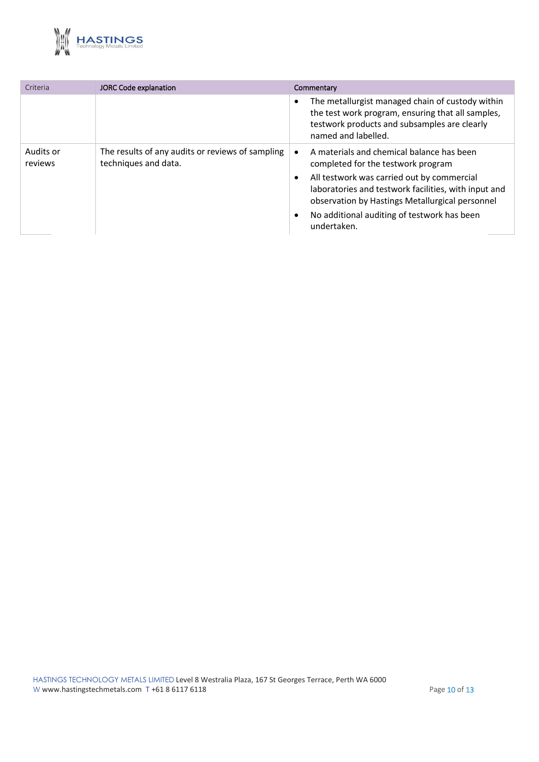| Criteria | JORC Code explanation | Commentary |
|---|---|---|
| | | • The metallurgist managed chain of custody within the test work program, ensuring that all samples, testwork products and subsamples are clearly named and labelled. |
| Audits or reviews | The results of any audits or reviews of sampling techniques and data. | • A materials and chemical balance has been completed for the testwork program<br>• All testwork was carried out by commercial laboratories and testwork facilities, with input and observation by Hastings Metallurgical personnel<br>• No additional auditing of testwork has been undertaken. |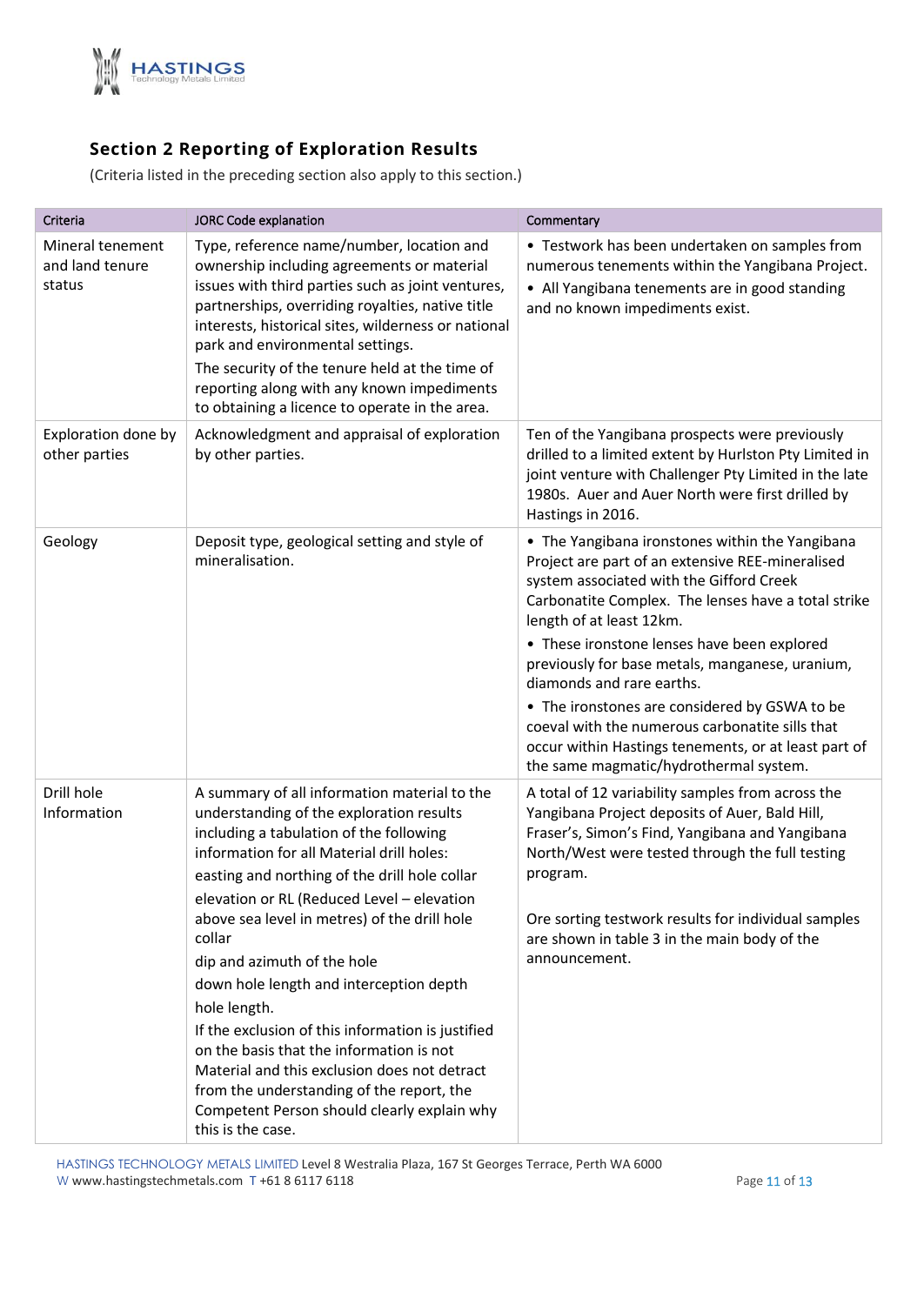## Section 2 Reporting of Exploration Results

(Criteria listed in the preceding section also apply to this section.)

| Criteria | JORC Code explanation | Commentary |
|---|---|---|
| Mineral tenement and land tenure status | Type, reference name/number, location and ownership including agreements or material issues with third parties such as joint ventures, partnerships, overriding royalties, native title interests, historical sites, wilderness or national park and environmental settings.<br>The security of the tenure held at the time of reporting along with any known impediments to obtaining a licence to operate in the area. | • Testwork has been undertaken on samples from numerous tenements within the Yangibana Project.<br>• All Yangibana tenements are in good standing and no known impediments exist. |
| Exploration done by other parties | Acknowledgment and appraisal of exploration by other parties. | Ten of the Yangibana prospects were previously drilled to a limited extent by Hurlston Pty Limited in joint venture with Challenger Pty Limited in the late 1980s. Auer and Auer North were first drilled by Hastings in 2016. |
| Geology | Deposit type, geological setting and style of mineralisation. | • The Yangibana ironstones within the Yangibana Project are part of an extensive REE-mineralised system associated with the Gifford Creek Carbonatite Complex. The lenses have a total strike length of at least 12km.<br>• These ironstone lenses have been explored previously for base metals, manganese, uranium, diamonds and rare earths.<br>• The ironstones are considered by GSWA to be coeval with the numerous carbonatite sills that occur within Hastings tenements, or at least part of the same magmatic/hydrothermal system. |
| Drill hole Information | A summary of all information material to the understanding of the exploration results including a tabulation of the following information for all Material drill holes:<br>easting and northing of the drill hole collar<br>elevation or RL (Reduced Level – elevation above sea level in metres) of the drill hole collar<br>dip and azimuth of the hole<br>down hole length and interception depth<br>hole length.<br>If the exclusion of this information is justified on the basis that the information is not Material and this exclusion does not detract from the understanding of the report, the Competent Person should clearly explain why this is the case. | A total of 12 variability samples from across the Yangibana Project deposits of Auer, Bald Hill, Fraser's, Simon's Find, Yangibana and Yangibana North/West were tested through the full testing program.<br><br>Ore sorting testwork results for individual samples are shown in table 3 in the main body of the announcement. |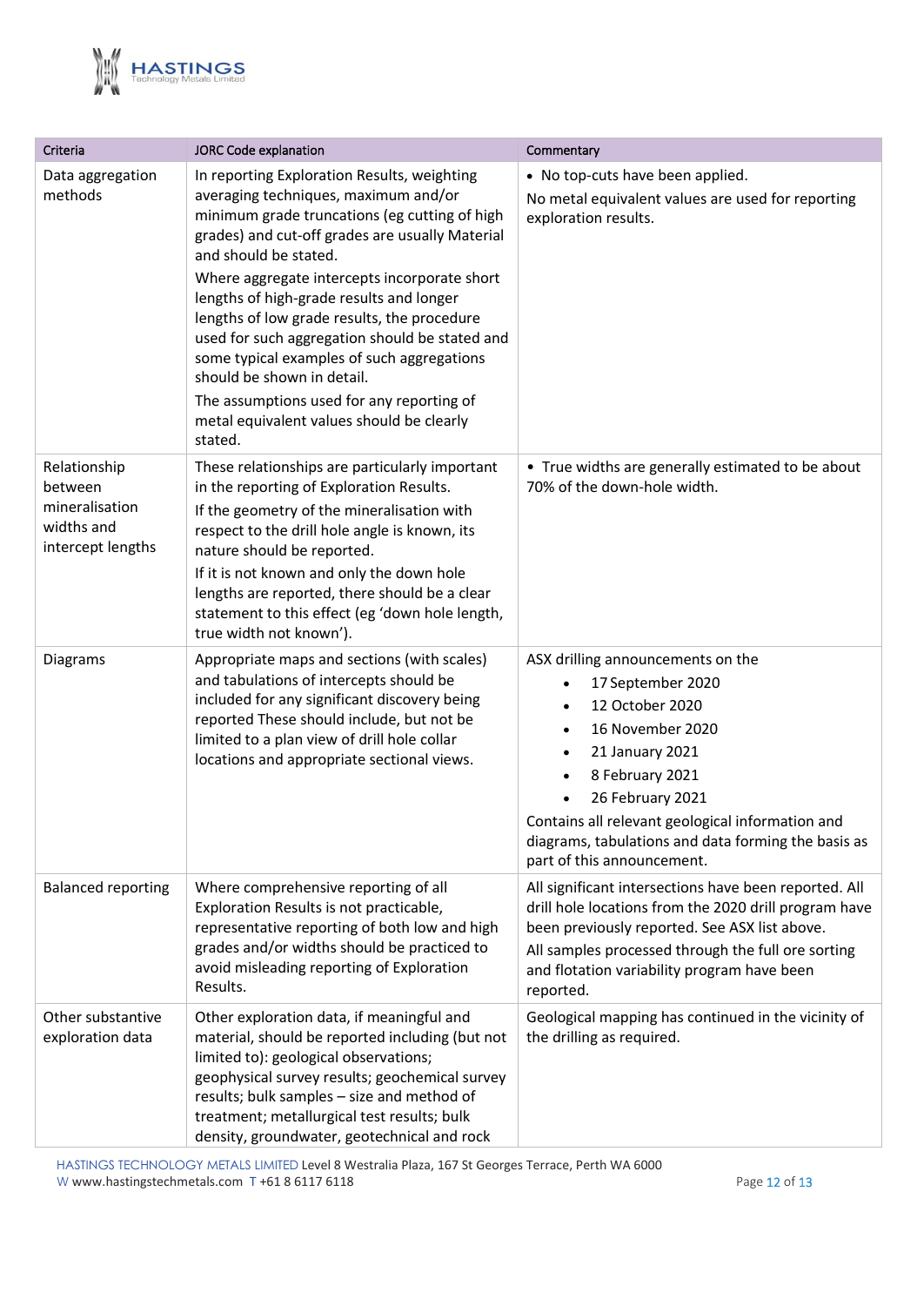| Criteria | JORC Code explanation | Commentary |
| --- | --- | --- |
| Data aggregation methods | In reporting Exploration Results, weighting averaging techniques, maximum and/or minimum grade truncations (eg cutting of high grades) and cut-off grades are usually Material and should be stated.<br>Where aggregate intercepts incorporate short lengths of high-grade results and longer lengths of low grade results, the procedure used for such aggregation should be stated and some typical examples of such aggregations should be shown in detail.<br>The assumptions used for any reporting of metal equivalent values should be clearly stated. | • No top-cuts have been applied.<br>No metal equivalent values are used for reporting exploration results. |
| Relationship between mineralisation widths and intercept lengths | These relationships are particularly important in the reporting of Exploration Results.<br>If the geometry of the mineralisation with respect to the drill hole angle is known, its nature should be reported.<br>If it is not known and only the down hole lengths are reported, there should be a clear statement to this effect (eg 'down hole length, true width not known'). | • True widths are generally estimated to be about 70% of the down-hole width. |
| Diagrams | Appropriate maps and sections (with scales) and tabulations of intercepts should be included for any significant discovery being reported These should include, but not be limited to a plan view of drill hole collar locations and appropriate sectional views. | ASX drilling announcements on the<br>• 17 September 2020<br>• 12 October 2020<br>• 16 November 2020<br>• 21 January 2021<br>• 8 February 2021<br>• 26 February 2021<br>Contains all relevant geological information and diagrams, tabulations and data forming the basis as part of this announcement. |
| Balanced reporting | Where comprehensive reporting of all Exploration Results is not practicable, representative reporting of both low and high grades and/or widths should be practiced to avoid misleading reporting of Exploration Results. | All significant intersections have been reported. All drill hole locations from the 2020 drill program have been previously reported. See ASX list above.<br>All samples processed through the full ore sorting and flotation variability program have been reported. |
| Other substantive exploration data | Other exploration data, if meaningful and material, should be reported including (but not limited to): geological observations; geophysical survey results; geochemical survey results; bulk samples – size and method of treatment; metallurgical test results; bulk density, groundwater, geotechnical and rock | Geological mapping has continued in the vicinity of the drilling as required. |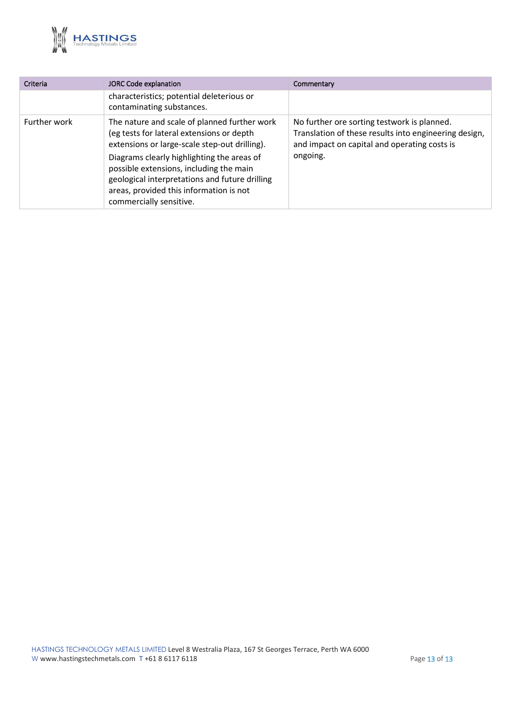| Criteria | JORC Code explanation | Commentary |
|---|---|---|
| | characteristics; potential deleterious or contaminating substances. | |
| Further work | The nature and scale of planned further work (eg tests for lateral extensions or depth extensions or large-scale step-out drilling). Diagrams clearly highlighting the areas of possible extensions, including the main geological interpretations and future drilling areas, provided this information is not commercially sensitive. | No further ore sorting testwork is planned. Translation of these results into engineering design, and impact on capital and operating costs is ongoing. |